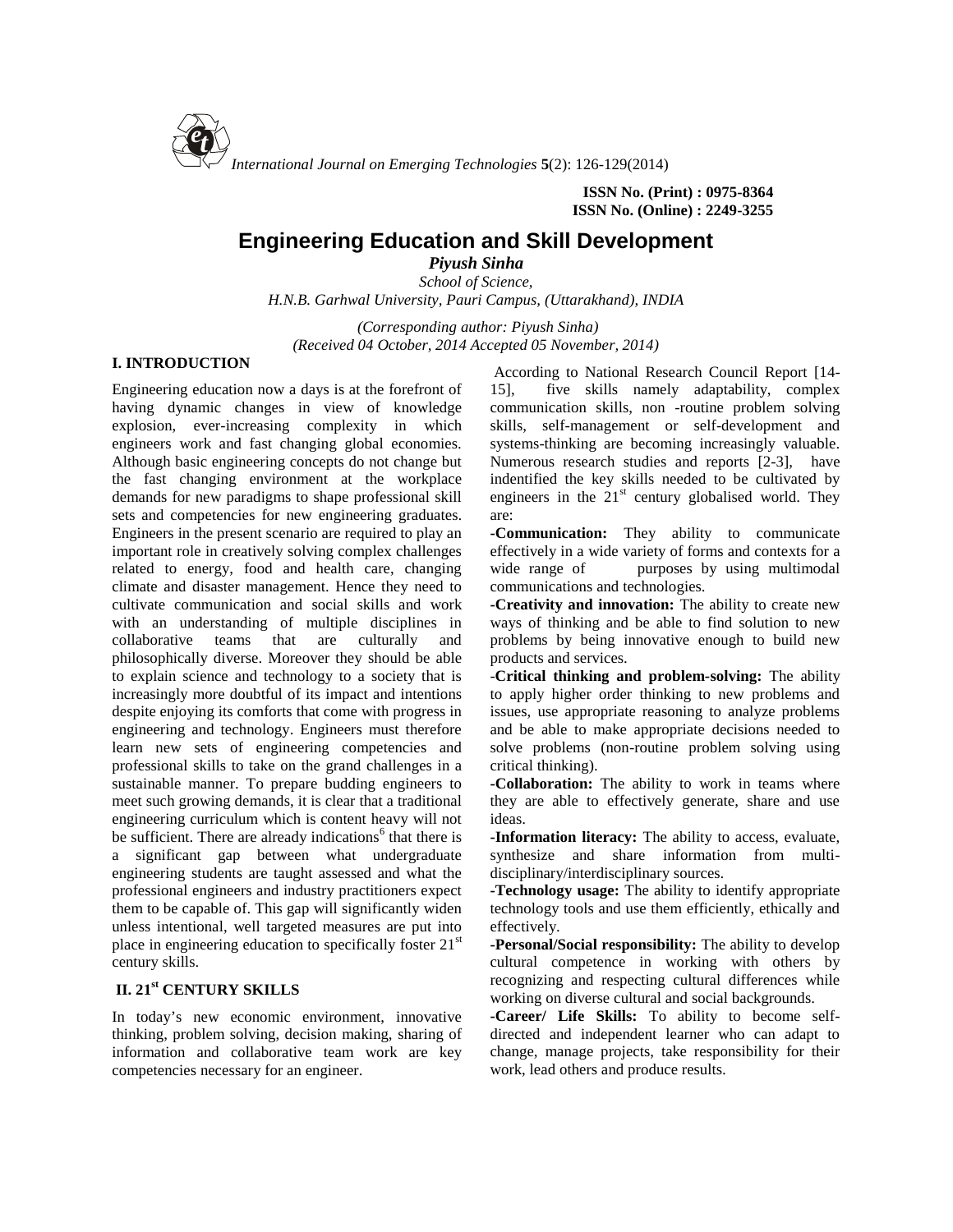*International Journal on Emerging Technologies* **5**(2): 126-129(2014)

**ISSN No. (Print) : 0975-8364**
**ISSN No. (Online) : 2249-3255**

# Engineering Education and Skill Development

***Piyush Sinha***

*School of Science,*
*H.N.B. Garhwal University, Pauri Campus, (Uttarakhand), INDIA*

*(Corresponding author: Piyush Sinha)*
*(Received 04 October, 2014 Accepted 05 November, 2014)*

## I. INTRODUCTION

Engineering education now a days is at the forefront of having dynamic changes in view of knowledge explosion, ever-increasing complexity in which engineers work and fast changing global economies. Although basic engineering concepts do not change but the fast changing environment at the workplace demands for new paradigms to shape professional skill sets and competencies for new engineering graduates. Engineers in the present scenario are required to play an important role in creatively solving complex challenges related to energy, food and health care, changing climate and disaster management. Hence they need to cultivate communication and social skills and work with an understanding of multiple disciplines in collaborative teams that are culturally and philosophically diverse. Moreover they should be able to explain science and technology to a society that is increasingly more doubtful of its impact and intentions despite enjoying its comforts that come with progress in engineering and technology. Engineers must therefore learn new sets of engineering competencies and professional skills to take on the grand challenges in a sustainable manner. To prepare budding engineers to meet such growing demands, it is clear that a traditional engineering curriculum which is content heavy will not be sufficient. There are already indications[6] that there is a significant gap between what undergraduate engineering students are taught assessed and what the professional engineers and industry practitioners expect them to be capable of. This gap will significantly widen unless intentional, well targeted measures are put into place in engineering education to specifically foster 21st century skills.

## II. 21st CENTURY SKILLS

In today's new economic environment, innovative thinking, problem solving, decision making, sharing of information and collaborative team work are key competencies necessary for an engineer.

According to National Research Council Report [14-15], five skills namely adaptability, complex communication skills, non -routine problem solving skills, self-management or self-development and systems-thinking are becoming increasingly valuable. Numerous research studies and reports [2-3], have indentified the key skills needed to be cultivated by engineers in the 21st century globalised world. They are:

**-Communication:** They ability to communicate effectively in a wide variety of forms and contexts for a wide range of purposes by using multimodal communications and technologies.

**-Creativity and innovation:** The ability to create new ways of thinking and be able to find solution to new problems by being innovative enough to build new products and services.

-**Critical thinking and problem-solving:** The ability to apply higher order thinking to new problems and issues, use appropriate reasoning to analyze problems and be able to make appropriate decisions needed to solve problems (non-routine problem solving using critical thinking).

**-Collaboration:** The ability to work in teams where they are able to effectively generate, share and use ideas.

**-Information literacy:** The ability to access, evaluate, synthesize and share information from multi-disciplinary/interdisciplinary sources.

-**Technology usage:** The ability to identify appropriate technology tools and use them efficiently, ethically and effectively.

-**Personal/Social responsibility:** The ability to develop cultural competence in working with others by recognizing and respecting cultural differences while working on diverse cultural and social backgrounds.

**-Career/ Life Skills:** To ability to become self-directed and independent learner who can adapt to change, manage projects, take responsibility for their work, lead others and produce results.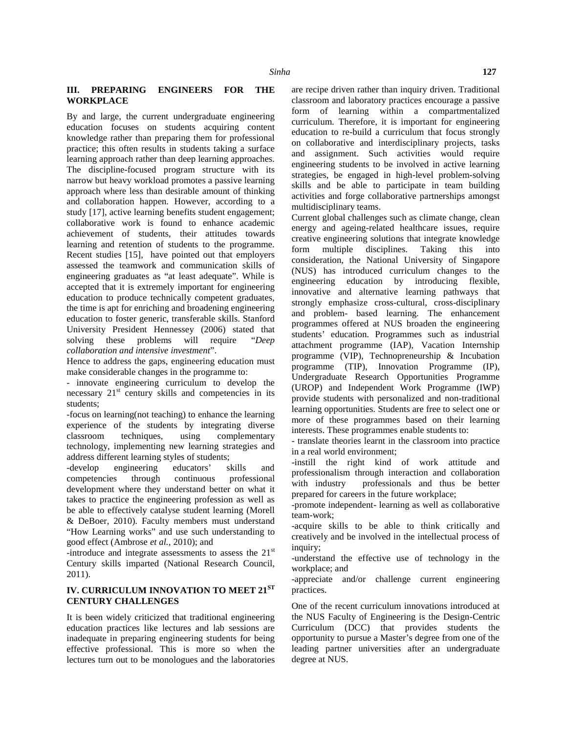## III. PREPARING ENGINEERS FOR THE WORKPLACE

By and large, the current undergraduate engineering education focuses on students acquiring content knowledge rather than preparing them for professional practice; this often results in students taking a surface learning approach rather than deep learning approaches. The discipline-focused program structure with its narrow but heavy workload promotes a passive learning approach where less than desirable amount of thinking and collaboration happen. However, according to a study [17], active learning benefits student engagement; collaborative work is found to enhance academic achievement of students, their attitudes towards learning and retention of students to the programme. Recent studies [15], have pointed out that employers assessed the teamwork and communication skills of engineering graduates as "at least adequate". While is accepted that it is extremely important for engineering education to produce technically competent graduates, the time is apt for enriching and broadening engineering education to foster generic, transferable skills. Stanford University President Hennessey (2006) stated that solving these problems will require "*Deep collaboration and intensive investment*".

Hence to address the gaps, engineering education must make considerable changes in the programme to:

- innovate engineering curriculum to develop the necessary 21st century skills and competencies in its students;
- focus on learning(not teaching) to enhance the learning experience of the students by integrating diverse classroom techniques, using complementary technology, implementing new learning strategies and address different learning styles of students;
- develop engineering educators' skills and competencies through continuous professional development where they understand better on what it takes to practice the engineering profession as well as be able to effectively catalyse student learning (Morell & DeBoer, 2010). Faculty members must understand "How Learning works" and use such understanding to good effect (Ambrose *et al.,* 2010); and
- introduce and integrate assessments to assess the 21st Century skills imparted (National Research Council, 2011).

## IV. CURRICULUM INNOVATION TO MEET 21ST CENTURY CHALLENGES

It is been widely criticized that traditional engineering education practices like lectures and lab sessions are inadequate in preparing engineering students for being effective professional. This is more so when the lectures turn out to be monologues and the laboratories are recipe driven rather than inquiry driven. Traditional classroom and laboratory practices encourage a passive form of learning within a compartmentalized curriculum. Therefore, it is important for engineering education to re-build a curriculum that focus strongly on collaborative and interdisciplinary projects, tasks and assignment. Such activities would require engineering students to be involved in active learning strategies, be engaged in high-level problem-solving skills and be able to participate in team building activities and forge collaborative partnerships amongst multidisciplinary teams.

Current global challenges such as climate change, clean energy and ageing-related healthcare issues, require creative engineering solutions that integrate knowledge form multiple disciplines. Taking this into consideration, the National University of Singapore (NUS) has introduced curriculum changes to the engineering education by introducing flexible, innovative and alternative learning pathways that strongly emphasize cross-cultural, cross-disciplinary and problem- based learning. The enhancement programmes offered at NUS broaden the engineering students' education. Programmes such as industrial attachment programme (IAP), Vacation Internship programme (VIP), Technopreneurship & Incubation programme (TIP), Innovation Programme (IP), Undergraduate Research Opportunities Programme (UROP) and Independent Work Programme (IWP) provide students with personalized and non-traditional learning opportunities. Students are free to select one or more of these programmes based on their learning interests. These programmes enable students to:

- translate theories learnt in the classroom into practice in a real world environment;
- instill the right kind of work attitude and professionalism through interaction and collaboration with industry professionals and thus be better prepared for careers in the future workplace;
- promote independent- learning as well as collaborative team-work;
- acquire skills to be able to think critically and creatively and be involved in the intellectual process of inquiry;
- understand the effective use of technology in the workplace; and
- appreciate and/or challenge current engineering practices.

One of the recent curriculum innovations introduced at the NUS Faculty of Engineering is the Design-Centric Curriculum (DCC) that provides students the opportunity to pursue a Master's degree from one of the leading partner universities after an undergraduate degree at NUS.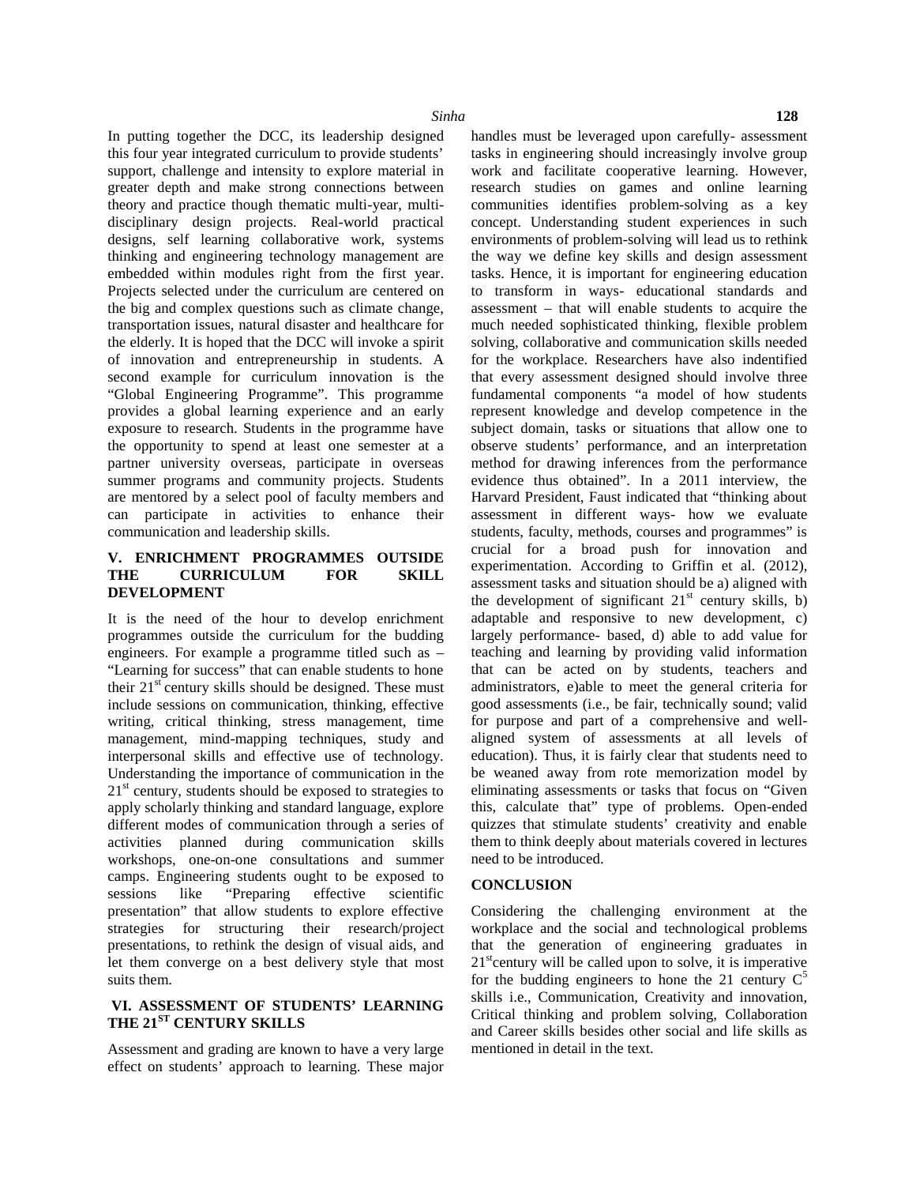In putting together the DCC, its leadership designed this four year integrated curriculum to provide students' support, challenge and intensity to explore material in greater depth and make strong connections between theory and practice though thematic multi-year, multi-disciplinary design projects. Real-world practical designs, self learning collaborative work, systems thinking and engineering technology management are embedded within modules right from the first year. Projects selected under the curriculum are centered on the big and complex questions such as climate change, transportation issues, natural disaster and healthcare for the elderly. It is hoped that the DCC will invoke a spirit of innovation and entrepreneurship in students. A second example for curriculum innovation is the "Global Engineering Programme". This programme provides a global learning experience and an early exposure to research. Students in the programme have the opportunity to spend at least one semester at a partner university overseas, participate in overseas summer programs and community projects. Students are mentored by a select pool of faculty members and can participate in activities to enhance their communication and leadership skills.

## V. ENRICHMENT PROGRAMMES OUTSIDE THE CURRICULUM FOR SKILL DEVELOPMENT

It is the need of the hour to develop enrichment programmes outside the curriculum for the budding engineers. For example a programme titled such as – "Learning for success" that can enable students to hone their $21^{st}$ century skills should be designed. These must include sessions on communication, thinking, effective writing, critical thinking, stress management, time management, mind-mapping techniques, study and interpersonal skills and effective use of technology. Understanding the importance of communication in the $21^{st}$ century, students should be exposed to strategies to apply scholarly thinking and standard language, explore different modes of communication through a series of activities planned during communication skills workshops, one-on-one consultations and summer camps. Engineering students ought to be exposed to sessions like "Preparing effective scientific presentation" that allow students to explore effective strategies for structuring their research/project presentations, to rethink the design of visual aids, and let them converge on a best delivery style that most suits them.

## VI. ASSESSMENT OF STUDENTS' LEARNING THE $21^{ST}$ CENTURY SKILLS

Assessment and grading are known to have a very large effect on students' approach to learning. These major handles must be leveraged upon carefully- assessment tasks in engineering should increasingly involve group work and facilitate cooperative learning. However, research studies on games and online learning communities identifies problem-solving as a key concept. Understanding student experiences in such environments of problem-solving will lead us to rethink the way we define key skills and design assessment tasks. Hence, it is important for engineering education to transform in ways- educational standards and assessment – that will enable students to acquire the much needed sophisticated thinking, flexible problem solving, collaborative and communication skills needed for the workplace. Researchers have also indentified that every assessment designed should involve three fundamental components "a model of how students represent knowledge and develop competence in the subject domain, tasks or situations that allow one to observe students' performance, and an interpretation method for drawing inferences from the performance evidence thus obtained". In a 2011 interview, the Harvard President, Faust indicated that "thinking about assessment in different ways- how we evaluate students, faculty, methods, courses and programmes" is crucial for a broad push for innovation and experimentation. According to Griffin et al. (2012), assessment tasks and situation should be a) aligned with the development of significant $21^{st}$ century skills, b) adaptable and responsive to new development, c) largely performance- based, d) able to add value for teaching and learning by providing valid information that can be acted on by students, teachers and administrators, e)able to meet the general criteria for good assessments (i.e., be fair, technically sound; valid for purpose and part of a comprehensive and well-aligned system of assessments at all levels of education). Thus, it is fairly clear that students need to be weaned away from rote memorization model by eliminating assessments or tasks that focus on "Given this, calculate that" type of problems. Open-ended quizzes that stimulate students' creativity and enable them to think deeply about materials covered in lectures need to be introduced.

## CONCLUSION

Considering the challenging environment at the workplace and the social and technological problems that the generation of engineering graduates in $21^{st}$century will be called upon to solve, it is imperative for the budding engineers to hone the 21 century $C^5$ skills i.e., Communication, Creativity and innovation, Critical thinking and problem solving, Collaboration and Career skills besides other social and life skills as mentioned in detail in the text.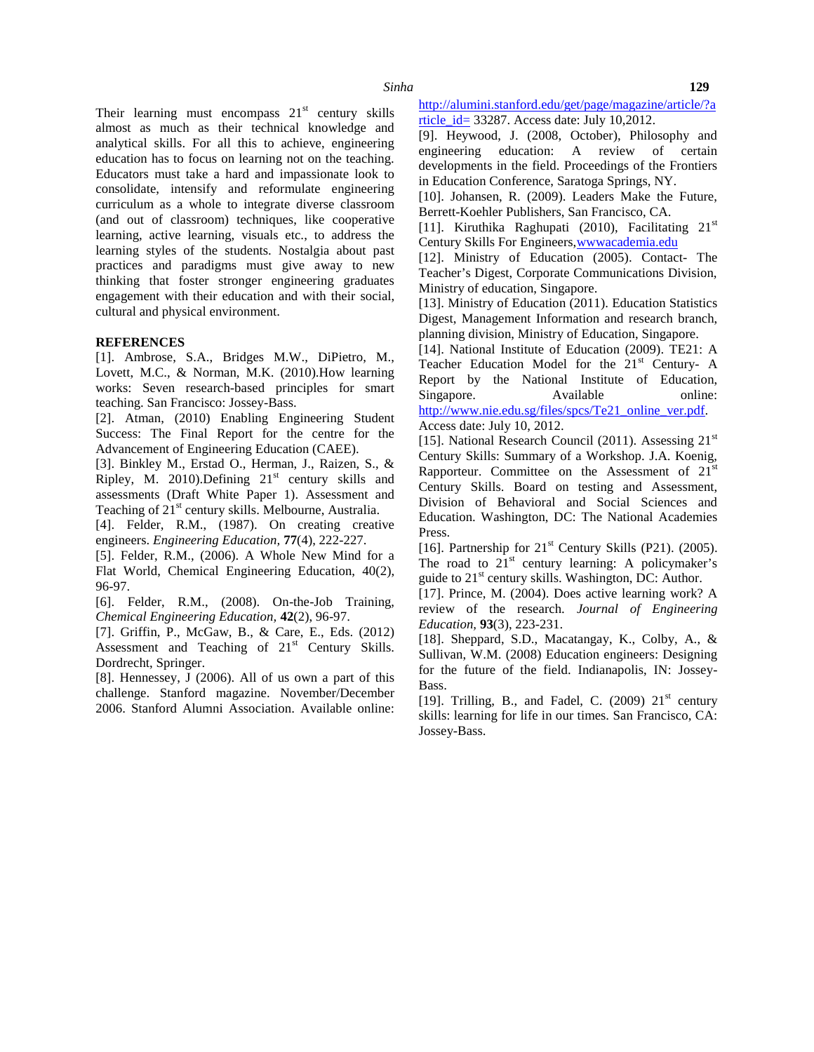Their learning must encompass 21st century skills almost as much as their technical knowledge and analytical skills. For all this to achieve, engineering education has to focus on learning not on the teaching. Educators must take a hard and impassionate look to consolidate, intensify and reformulate engineering curriculum as a whole to integrate diverse classroom (and out of classroom) techniques, like cooperative learning, active learning, visuals etc., to address the learning styles of the students. Nostalgia about past practices and paradigms must give away to new thinking that foster stronger engineering graduates engagement with their education and with their social, cultural and physical environment.

**REFERENCES**

[1]. Ambrose, S.A., Bridges M.W., DiPietro, M., Lovett, M.C., & Norman, M.K. (2010).How learning works: Seven research-based principles for smart teaching. San Francisco: Jossey-Bass.

[2]. Atman, (2010) Enabling Engineering Student Success: The Final Report for the centre for the Advancement of Engineering Education (CAEE).

[3]. Binkley M., Erstad O., Herman, J., Raizen, S., & Ripley, M. 2010).Defining 21st century skills and assessments (Draft White Paper 1). Assessment and Teaching of 21st century skills. Melbourne, Australia.

[4]. Felder, R.M., (1987). On creating creative engineers. *Engineering Education,* **77**(4), 222-227.

[5]. Felder, R.M., (2006). A Whole New Mind for a Flat World, Chemical Engineering Education, 40(2), 96-97.

[6]. Felder, R.M., (2008). On-the-Job Training, *Chemical Engineering Education,* **42**(2), 96-97.

[7]. Griffin, P., McGaw, B., & Care, E., Eds. (2012) Assessment and Teaching of 21st Century Skills. Dordrecht, Springer.

[8]. Hennessey, J (2006). All of us own a part of this challenge. Stanford magazine. November/December 2006. Stanford Alumni Association. Available online: http://alumini.stanford.edu/get/page/magazine/article/?article_id= 33287. Access date: July 10,2012.

[9]. Heywood, J. (2008, October), Philosophy and engineering education: A review of certain developments in the field. Proceedings of the Frontiers in Education Conference, Saratoga Springs, NY.

[10]. Johansen, R. (2009). Leaders Make the Future, Berrett-Koehler Publishers, San Francisco, CA.

[11]. Kiruthika Raghupati (2010), Facilitating 21st Century Skills For Engineers,wwwacademia.edu

[12]. Ministry of Education (2005). Contact- The Teacher's Digest, Corporate Communications Division, Ministry of education, Singapore.

[13]. Ministry of Education (2011). Education Statistics Digest, Management Information and research branch, planning division, Ministry of Education, Singapore.

[14]. National Institute of Education (2009). TE21: A Teacher Education Model for the 21st Century- A Report by the National Institute of Education, Singapore. Available online: http://www.nie.edu.sg/files/spcs/Te21_online_ver.pdf. Access date: July 10, 2012.

[15]. National Research Council (2011). Assessing 21st Century Skills: Summary of a Workshop. J.A. Koenig, Rapporteur. Committee on the Assessment of 21st Century Skills. Board on testing and Assessment, Division of Behavioral and Social Sciences and Education. Washington, DC: The National Academies Press.

[16]. Partnership for 21st Century Skills (P21). (2005). The road to 21st century learning: A policymaker's guide to 21st century skills. Washington, DC: Author.

[17]. Prince, M. (2004). Does active learning work? A review of the research. *Journal of Engineering Education*, **93**(3), 223-231.

[18]. Sheppard, S.D., Macatangay, K., Colby, A., & Sullivan, W.M. (2008) Education engineers: Designing for the future of the field. Indianapolis, IN: Jossey-Bass.

[19]. Trilling, B., and Fadel, C. (2009) 21st century skills: learning for life in our times. San Francisco, CA: Jossey-Bass.